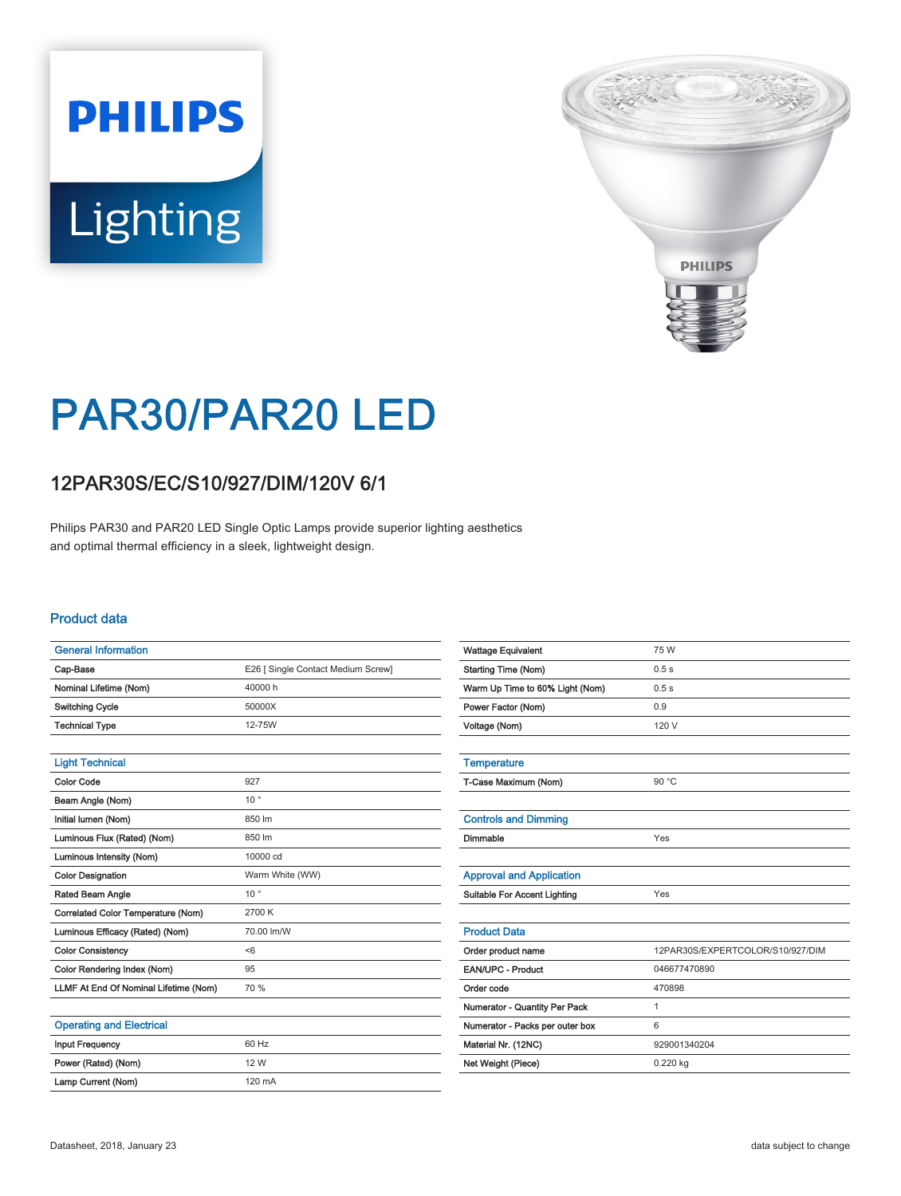PHILIPS

Lighting

# PAR30/PAR20 LED

## 12PAR30S/EC/S10/927/DIM/120V 6/1

Philips PAR30 and PAR20 LED Single Optic Lamps provide superior lighting aesthetics and optimal thermal efficiency in a sleek, lightweight design.

### Product data

| General Information | |
|---|---|
| Cap-Base | E26 [ Single Contact Medium Screw] |
| Nominal Lifetime (Nom) | 40000 h |
| Switching Cycle | 50000X |
| Technical Type | 12-75W |

| Light Technical | |
|---|---|
| Color Code | 927 |
| Beam Angle (Nom) | 10 ° |
| Initial lumen (Nom) | 850 lm |
| Luminous Flux (Rated) (Nom) | 850 lm |
| Luminous Intensity (Nom) | 10000 cd |
| Color Designation | Warm White (WW) |
| Rated Beam Angle | 10 ° |
| Correlated Color Temperature (Nom) | 2700 K |
| Luminous Efficacy (Rated) (Nom) | 70.00 lm/W |
| Color Consistency | <6 |
| Color Rendering Index (Nom) | 95 |
| LLMF At End Of Nominal Lifetime (Nom) | 70 % |

| Operating and Electrical | |
|---|---|
| Input Frequency | 60 Hz |
| Power (Rated) (Nom) | 12 W |
| Lamp Current (Nom) | 120 mA |
| Wattage Equivalent | 75 W |
| Starting Time (Nom) | 0.5 s |
| Warm Up Time to 60% Light (Nom) | 0.5 s |
| Power Factor (Nom) | 0.9 |
| Voltage (Nom) | 120 V |

| Temperature | |
|---|---|
| T-Case Maximum (Nom) | 90 °C |

| Controls and Dimming | |
|---|---|
| Dimmable | Yes |

| Approval and Application | |
|---|---|
| Suitable For Accent Lighting | Yes |

| Product Data | |
|---|---|
| Order product name | 12PAR30S/EXPERTCOLOR/S10/927/DIM |
| EAN/UPC - Product | 046677470890 |
| Order code | 470898 |
| Numerator - Quantity Per Pack | 1 |
| Numerator - Packs per outer box | 6 |
| Material Nr. (12NC) | 929001340204 |
| Net Weight (Piece) | 0.220 kg |

Datasheet, 2018, January 23

data subject to change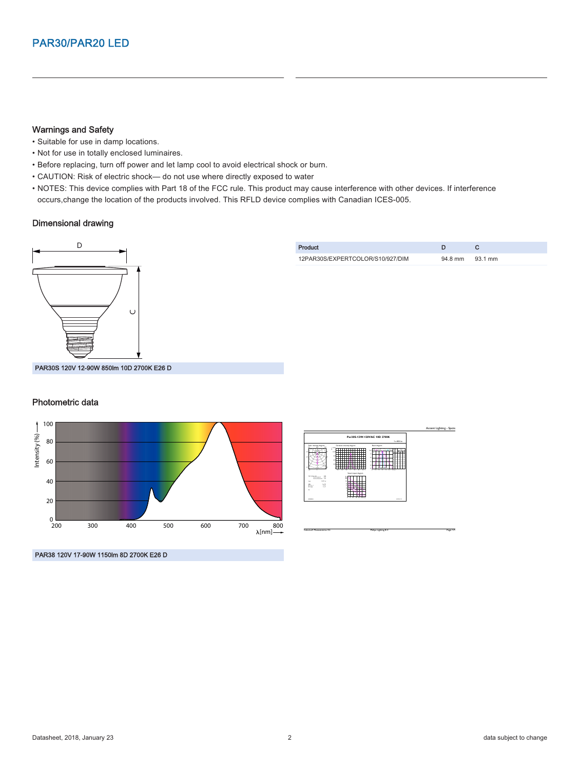## Warnings and Safety

- Suitable for use in damp locations.
- Not for use in totally enclosed luminaires.
- Before replacing, turn off power and let lamp cool to avoid electrical shock or burn.
- CAUTION: Risk of electric shock— do not use where directly exposed to water
- NOTES: This device complies with Part 18 of the FCC rule. This product may cause interference with other devices. If interference occurs,change the location of the products involved. This RFLD device complies with Canadian ICES-005.

## Dimensional drawing

PAR30S 120V 12-90W 850lm 10D 2700K E26 D

| Product | D | C |
|---|---|---|
| 12PAR30S/EXPERTCOLOR/S10/927/DIM | 94.8 mm | 93.1 mm |

## Photometric data

PAR38 120V 17-90W 1150lm 8D 2700K E26 D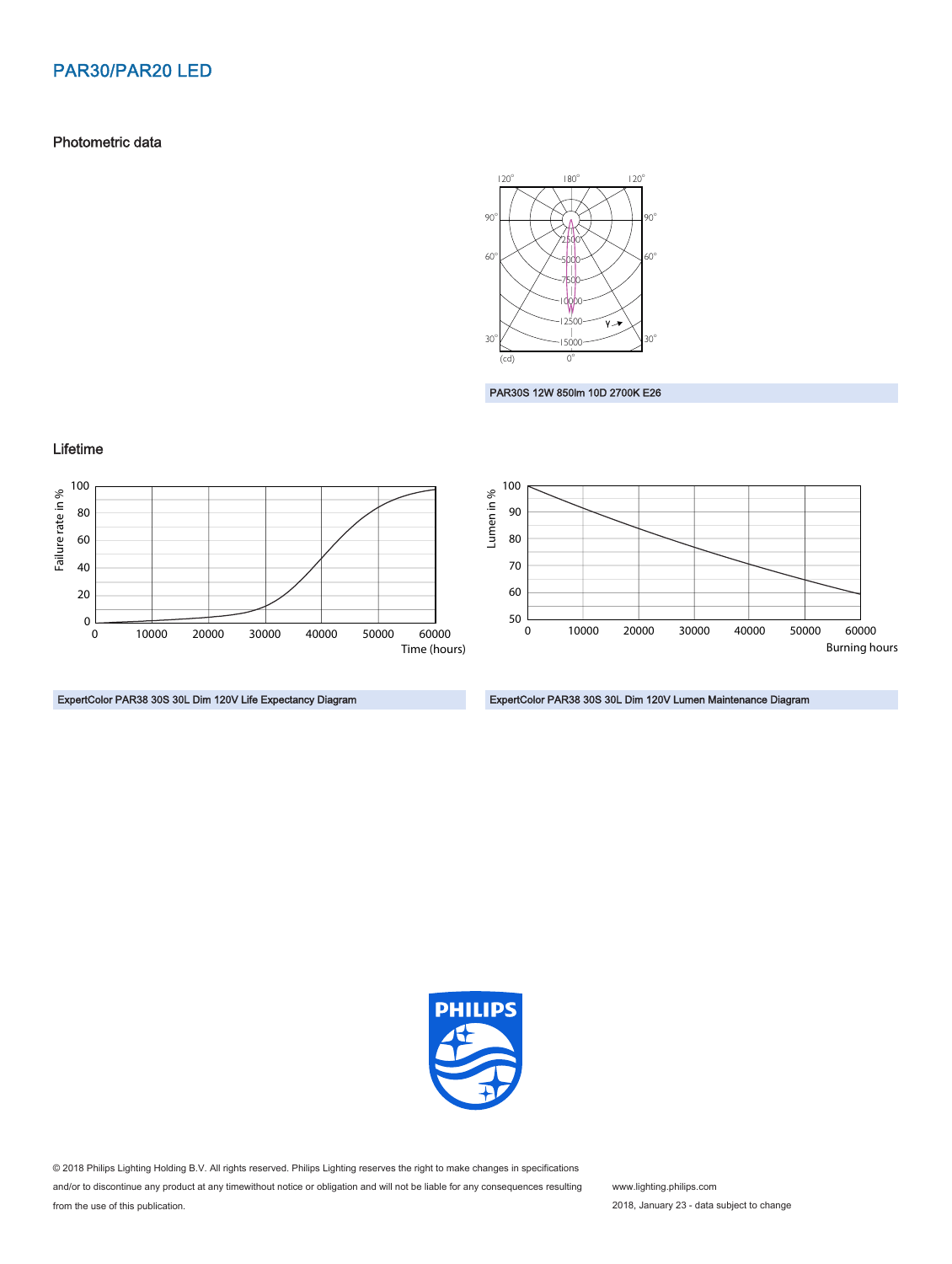# PAR30/PAR20 LED

## Photometric data

120° 180° 120°
90° 90°
60° 60°
30° 30°
2500
5000
7500
10000
12500
15000
(cd) 0°
γ

PAR30S 12W 850lm 10D 2700K E26

## Lifetime

Failure rate in %
100
80
60
40
20
0
0 10000 20000 30000 40000 50000 60000
Time (hours)

ExpertColor PAR38 30S 30L Dim 120V Life Expectancy Diagram

Lumen in %
100
90
80
70
60
50
0 10000 20000 30000 40000 50000 60000
Burning hours

ExpertColor PAR38 30S 30L Dim 120V Lumen Maintenance Diagram

© 2018 Philips Lighting Holding B.V. All rights reserved. Philips Lighting reserves the right to make changes in specifications and/or to discontinue any product at any timewithout notice or obligation and will not be liable for any consequences resulting from the use of this publication.

www.lighting.philips.com

2018, January 23 - data subject to change